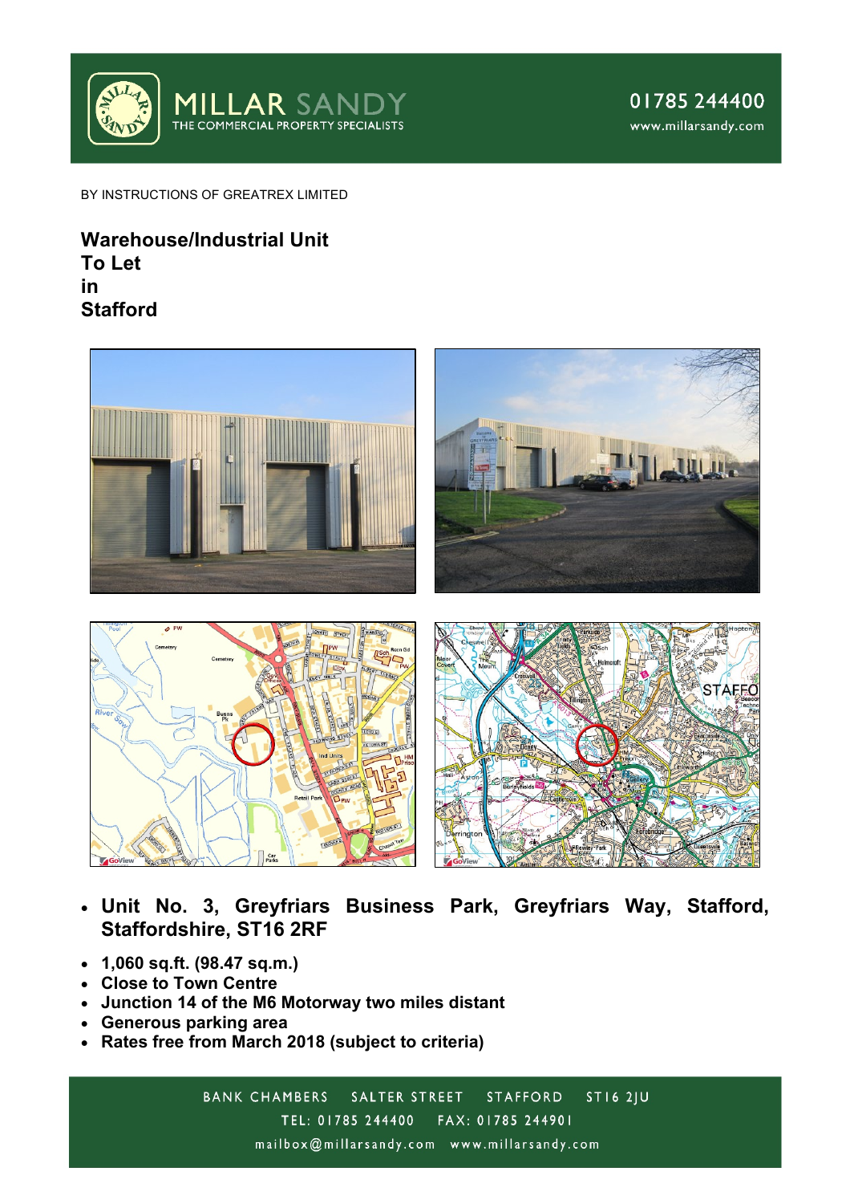MILLAR SANDY
THE COMMERCIAL PROPERTY SPECIALISTS

01785 244400
www.millarsandy.com

BY INSTRUCTIONS OF GREATREX LIMITED

# Warehouse/Industrial Unit To Let in Stafford

- **Unit No. 3, Greyfriars Business Park, Greyfriars Way, Stafford, Staffordshire, ST16 2RF**
- **1,060 sq.ft. (98.47 sq.m.)**
- **Close to Town Centre**
- **Junction 14 of the M6 Motorway two miles distant**
- **Generous parking area**
- **Rates free from March 2018 (subject to criteria)**

BANK CHAMBERS SALTER STREET STAFFORD ST16 2JU
TEL: 01785 244400 FAX: 01785 244901
mailbox@millarsandy.com www.millarsandy.com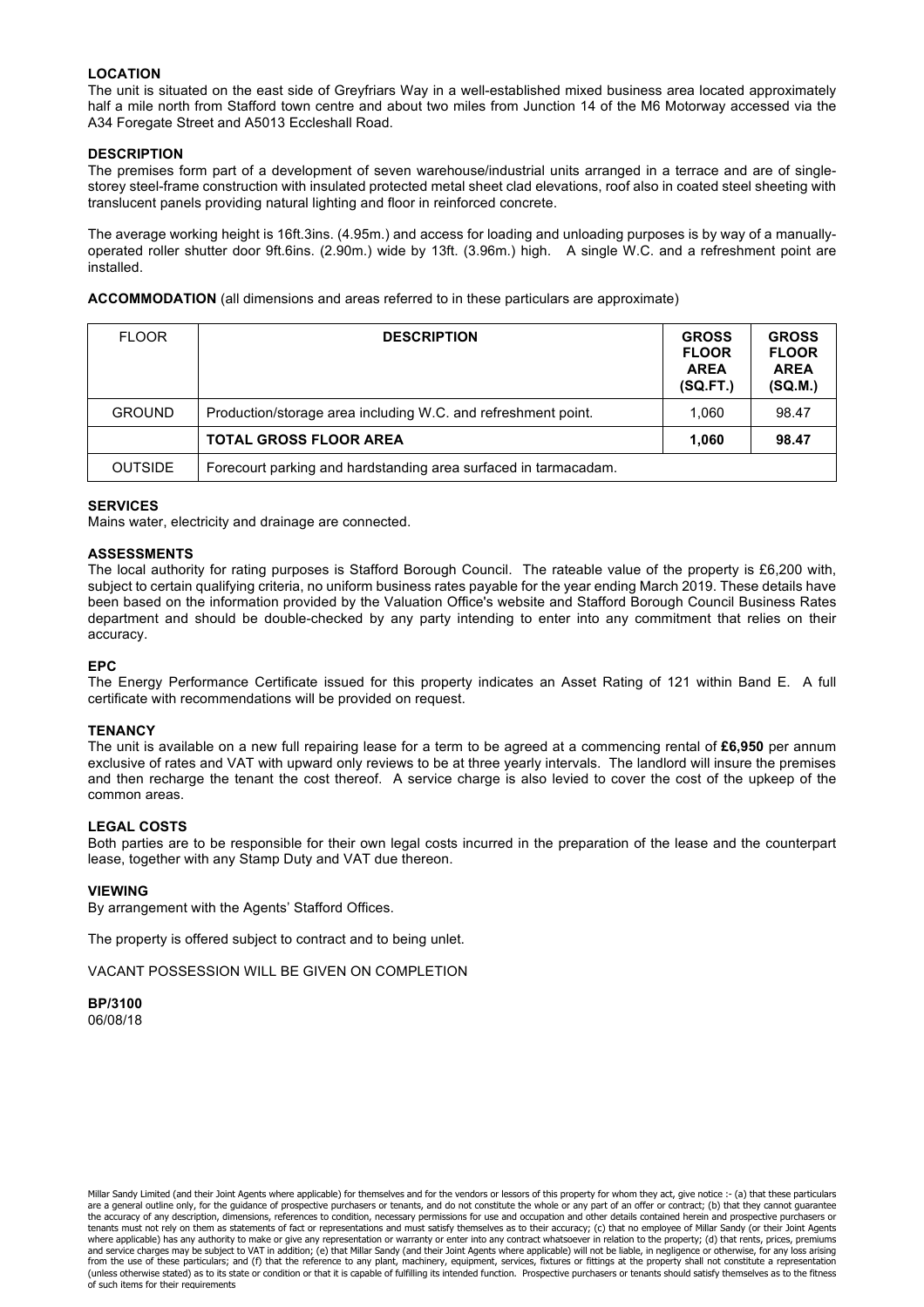**LOCATION**

The unit is situated on the east side of Greyfriars Way in a well-established mixed business area located approximately half a mile north from Stafford town centre and about two miles from Junction 14 of the M6 Motorway accessed via the A34 Foregate Street and A5013 Eccleshall Road.

**DESCRIPTION**

The premises form part of a development of seven warehouse/industrial units arranged in a terrace and are of single-storey steel-frame construction with insulated protected metal sheet clad elevations, roof also in coated steel sheeting with translucent panels providing natural lighting and floor in reinforced concrete.

The average working height is 16ft.3ins. (4.95m.) and access for loading and unloading purposes is by way of a manually-operated roller shutter door 9ft.6ins. (2.90m.) wide by 13ft. (3.96m.) high. A single W.C. and a refreshment point are installed.

**ACCOMMODATION** (all dimensions and areas referred to in these particulars are approximate)

| FLOOR | DESCRIPTION | GROSS FLOOR AREA (SQ.FT.) | GROSS FLOOR AREA (SQ.M.) |
|---|---|---|---|
| GROUND | Production/storage area including W.C. and refreshment point. | 1,060 | 98.47 |
| | **TOTAL GROSS FLOOR AREA** | **1,060** | **98.47** |
| OUTSIDE | Forecourt parking and hardstanding area surfaced in tarmacadam. | | |

**SERVICES**

Mains water, electricity and drainage are connected.

**ASSESSMENTS**

The local authority for rating purposes is Stafford Borough Council. The rateable value of the property is £6,200 with, subject to certain qualifying criteria, no uniform business rates payable for the year ending March 2019. These details have been based on the information provided by the Valuation Office's website and Stafford Borough Council Business Rates department and should be double-checked by any party intending to enter into any commitment that relies on their accuracy.

**EPC**

The Energy Performance Certificate issued for this property indicates an Asset Rating of 121 within Band E. A full certificate with recommendations will be provided on request.

**TENANCY**

The unit is available on a new full repairing lease for a term to be agreed at a commencing rental of **£6,950** per annum exclusive of rates and VAT with upward only reviews to be at three yearly intervals. The landlord will insure the premises and then recharge the tenant the cost thereof. A service charge is also levied to cover the cost of the upkeep of the common areas.

**LEGAL COSTS**

Both parties are to be responsible for their own legal costs incurred in the preparation of the lease and the counterpart lease, together with any Stamp Duty and VAT due thereon.

**VIEWING**

By arrangement with the Agents' Stafford Offices.

The property is offered subject to contract and to being unlet.

VACANT POSSESSION WILL BE GIVEN ON COMPLETION

**BP/3100**
06/08/18

Millar Sandy Limited (and their Joint Agents where applicable) for themselves and for the vendors or lessors of this property for whom they act, give notice :- (a) that these particulars are a general outline only, for the guidance of prospective purchasers or tenants, and do not constitute the whole or any part of an offer or contract; (b) that they cannot guarantee the accuracy of any description, dimensions, references to condition, necessary permissions for use and occupation and other details contained herein and prospective purchasers or tenants must not rely on them as statements of fact or representations and must satisfy themselves as to their accuracy; (c) that no employee of Millar Sandy (or their Joint Agents where applicable) has any authority to make or give any representation or warranty or enter into any contract whatsoever in relation to the property; (d) that rents, prices, premiums and service charges may be subject to VAT in addition; (e) that Millar Sandy (and their Joint Agents where applicable) will not be liable, in negligence or otherwise, for any loss arising from the use of these particulars; and (f) that the reference to any plant, machinery, equipment, services, fixtures or fittings at the property shall not constitute a representation (unless otherwise stated) as to its state or condition or that it is capable of fulfilling its intended function. Prospective purchasers or tenants should satisfy themselves as to the fitness of such items for their requirements